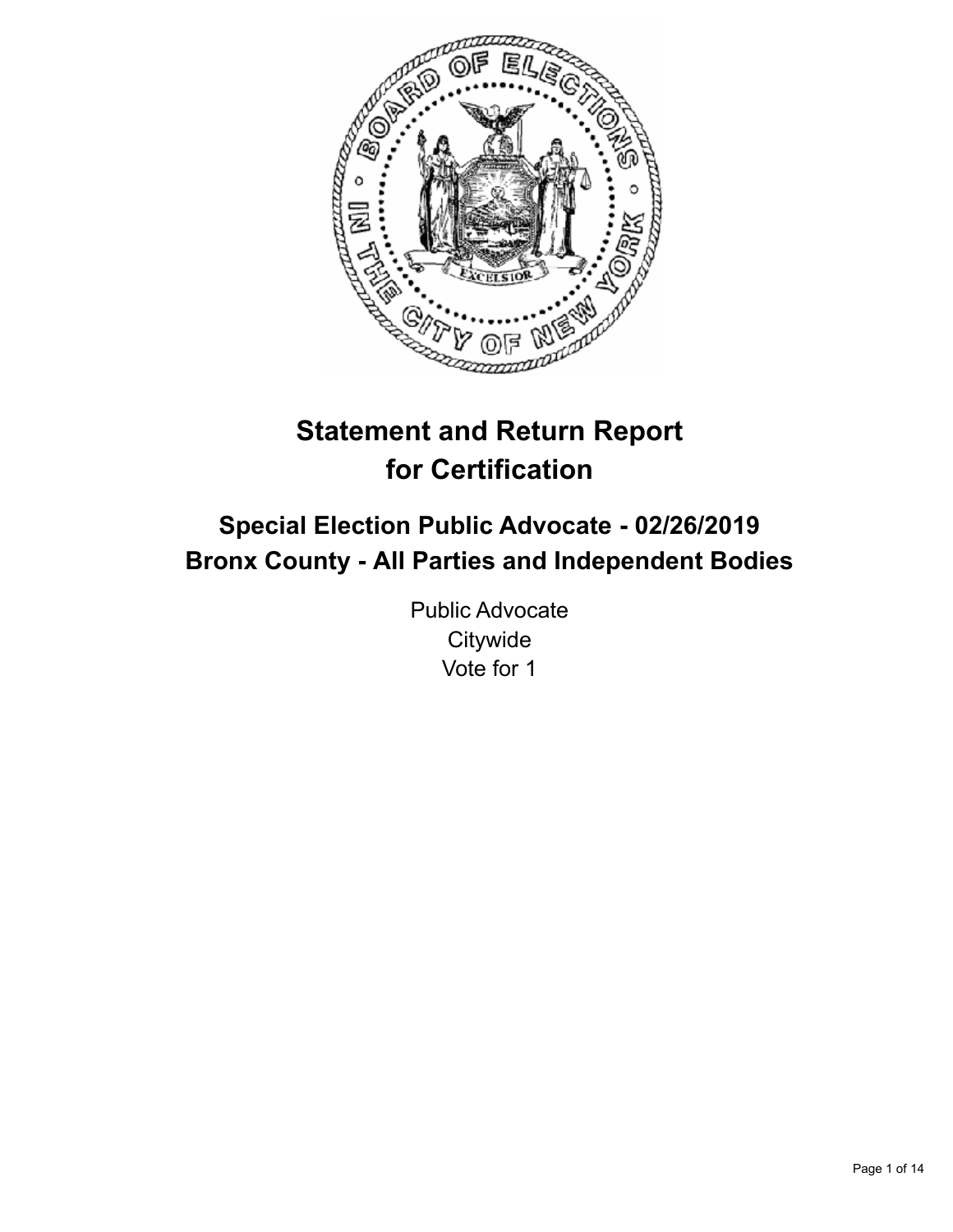# Statement and Return Report for Certification

## Special Election Public Advocate - 02/26/2019
## Bronx County - All Parties and Independent Bodies

Public Advocate
Citywide
Vote for 1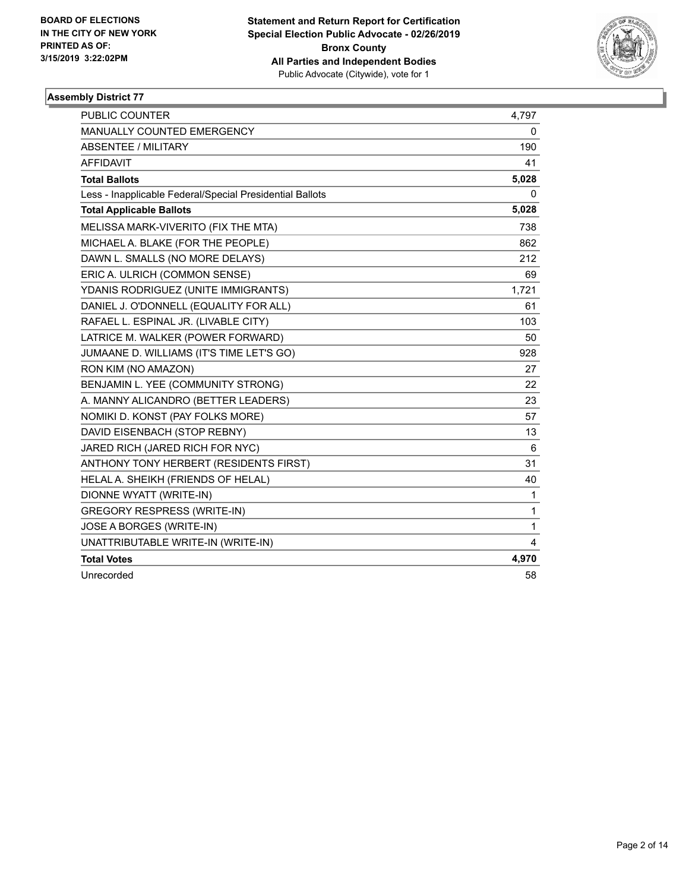BOARD OF ELECTIONS
IN THE CITY OF NEW YORK
PRINTED AS OF:
3/15/2019 3:22:02PM

**Statement and Return Report for Certification**
**Special Election Public Advocate - 02/26/2019**
**Bronx County**
**All Parties and Independent Bodies**
Public Advocate (Citywide), vote for 1

### Assembly District 77

| | |
|---|---|
| PUBLIC COUNTER | 4,797 |
| MANUALLY COUNTED EMERGENCY | 0 |
| ABSENTEE / MILITARY | 190 |
| AFFIDAVIT | 41 |
| **Total Ballots** | **5,028** |
| Less - Inapplicable Federal/Special Presidential Ballots | 0 |
| **Total Applicable Ballots** | **5,028** |
| MELISSA MARK-VIVERITO (FIX THE MTA) | 738 |
| MICHAEL A. BLAKE (FOR THE PEOPLE) | 862 |
| DAWN L. SMALLS (NO MORE DELAYS) | 212 |
| ERIC A. ULRICH (COMMON SENSE) | 69 |
| YDANIS RODRIGUEZ (UNITE IMMIGRANTS) | 1,721 |
| DANIEL J. O'DONNELL (EQUALITY FOR ALL) | 61 |
| RAFAEL L. ESPINAL JR. (LIVABLE CITY) | 103 |
| LATRICE M. WALKER (POWER FORWARD) | 50 |
| JUMAANE D. WILLIAMS (IT'S TIME LET'S GO) | 928 |
| RON KIM (NO AMAZON) | 27 |
| BENJAMIN L. YEE (COMMUNITY STRONG) | 22 |
| A. MANNY ALICANDRO (BETTER LEADERS) | 23 |
| NOMIKI D. KONST (PAY FOLKS MORE) | 57 |
| DAVID EISENBACH (STOP REBNY) | 13 |
| JARED RICH (JARED RICH FOR NYC) | 6 |
| ANTHONY TONY HERBERT (RESIDENTS FIRST) | 31 |
| HELAL A. SHEIKH (FRIENDS OF HELAL) | 40 |
| DIONNE WYATT (WRITE-IN) | 1 |
| GREGORY RESPRESS (WRITE-IN) | 1 |
| JOSE A BORGES (WRITE-IN) | 1 |
| UNATTRIBUTABLE WRITE-IN (WRITE-IN) | 4 |
| **Total Votes** | **4,970** |
| Unrecorded | 58 |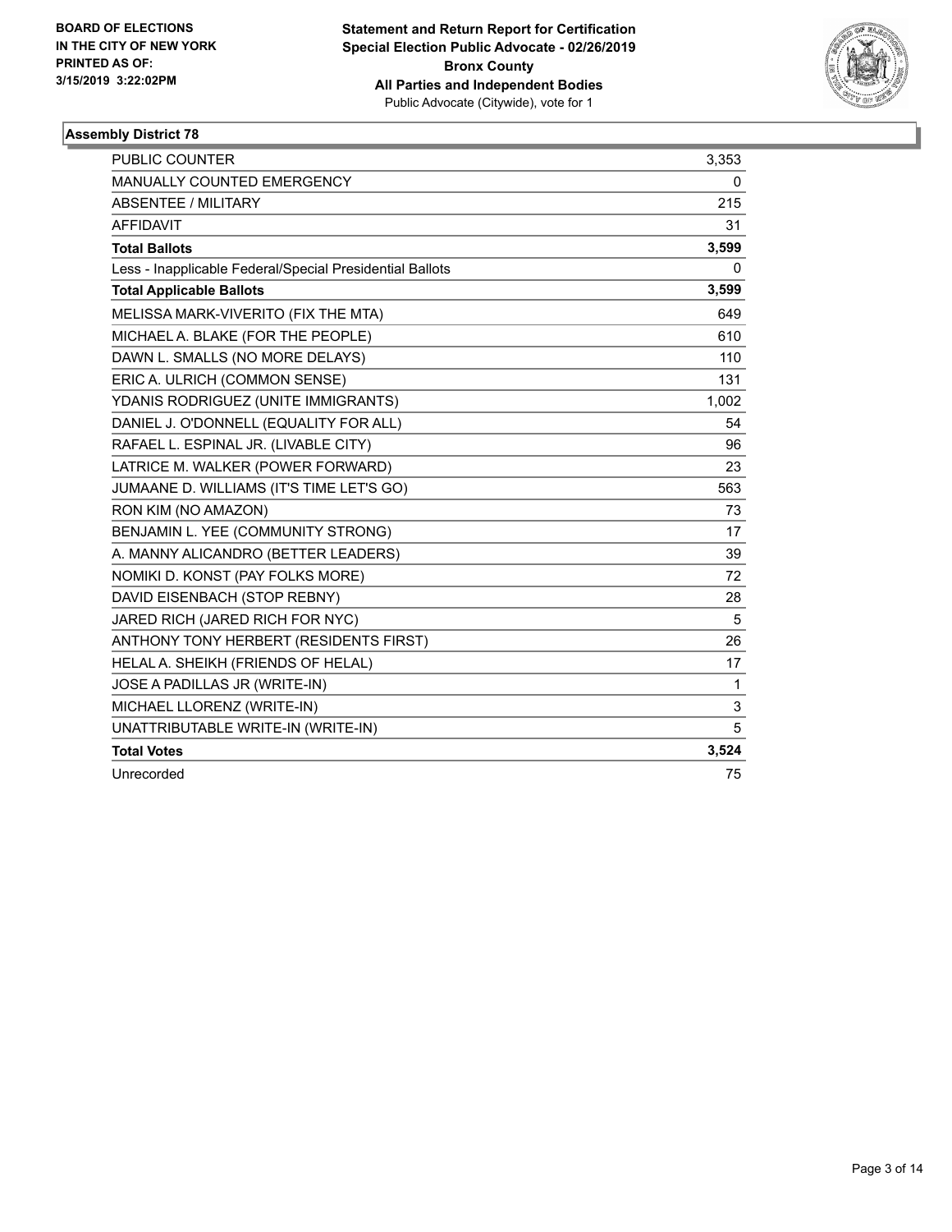BOARD OF ELECTIONS
IN THE CITY OF NEW YORK
PRINTED AS OF:
3/15/2019 3:22:02PM

**Statement and Return Report for Certification**
**Special Election Public Advocate - 02/26/2019**
**Bronx County**
**All Parties and Independent Bodies**
Public Advocate (Citywide), vote for 1

### Assembly District 78

| | |
|---|---|
| PUBLIC COUNTER | 3,353 |
| MANUALLY COUNTED EMERGENCY | 0 |
| ABSENTEE / MILITARY | 215 |
| AFFIDAVIT | 31 |
| **Total Ballots** | **3,599** |
| Less - Inapplicable Federal/Special Presidential Ballots | 0 |
| **Total Applicable Ballots** | **3,599** |
| MELISSA MARK-VIVERITO (FIX THE MTA) | 649 |
| MICHAEL A. BLAKE (FOR THE PEOPLE) | 610 |
| DAWN L. SMALLS (NO MORE DELAYS) | 110 |
| ERIC A. ULRICH (COMMON SENSE) | 131 |
| YDANIS RODRIGUEZ (UNITE IMMIGRANTS) | 1,002 |
| DANIEL J. O'DONNELL (EQUALITY FOR ALL) | 54 |
| RAFAEL L. ESPINAL JR. (LIVABLE CITY) | 96 |
| LATRICE M. WALKER (POWER FORWARD) | 23 |
| JUMAANE D. WILLIAMS (IT'S TIME LET'S GO) | 563 |
| RON KIM (NO AMAZON) | 73 |
| BENJAMIN L. YEE (COMMUNITY STRONG) | 17 |
| A. MANNY ALICANDRO (BETTER LEADERS) | 39 |
| NOMIKI D. KONST (PAY FOLKS MORE) | 72 |
| DAVID EISENBACH (STOP REBNY) | 28 |
| JARED RICH (JARED RICH FOR NYC) | 5 |
| ANTHONY TONY HERBERT (RESIDENTS FIRST) | 26 |
| HELAL A. SHEIKH (FRIENDS OF HELAL) | 17 |
| JOSE A PADILLAS JR (WRITE-IN) | 1 |
| MICHAEL LLORENZ (WRITE-IN) | 3 |
| UNATTRIBUTABLE WRITE-IN (WRITE-IN) | 5 |
| **Total Votes** | **3,524** |
| Unrecorded | 75 |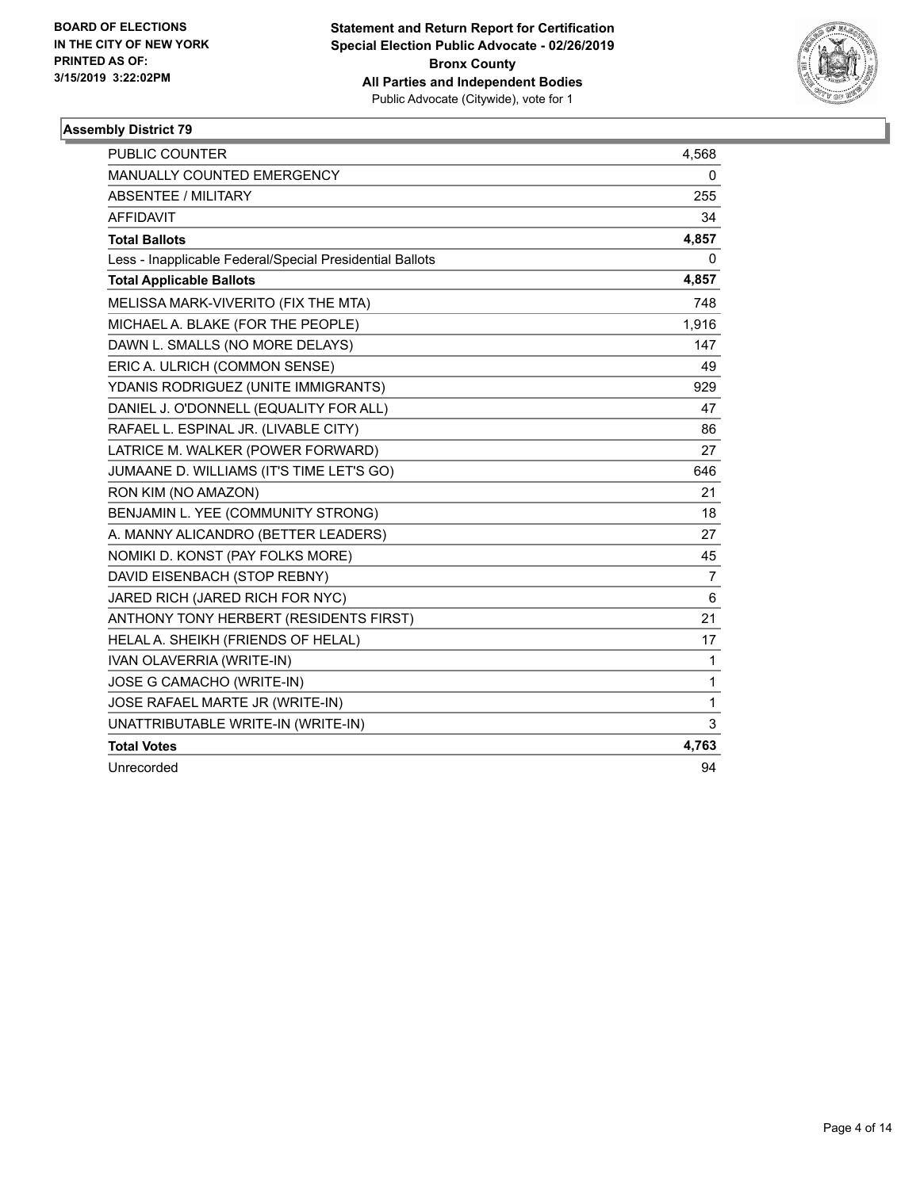**BOARD OF ELECTIONS
IN THE CITY OF NEW YORK
PRINTED AS OF:
3/15/2019 3:22:02PM**

**Statement and Return Report for Certification
Special Election Public Advocate - 02/26/2019
Bronx County
All Parties and Independent Bodies**
Public Advocate (Citywide), vote for 1

### Assembly District 79

| | |
|---|---|
| PUBLIC COUNTER | 4,568 |
| MANUALLY COUNTED EMERGENCY | 0 |
| ABSENTEE / MILITARY | 255 |
| AFFIDAVIT | 34 |
| **Total Ballots** | **4,857** |
| Less - Inapplicable Federal/Special Presidential Ballots | 0 |
| **Total Applicable Ballots** | **4,857** |
| MELISSA MARK-VIVERITO (FIX THE MTA) | 748 |
| MICHAEL A. BLAKE (FOR THE PEOPLE) | 1,916 |
| DAWN L. SMALLS (NO MORE DELAYS) | 147 |
| ERIC A. ULRICH (COMMON SENSE) | 49 |
| YDANIS RODRIGUEZ (UNITE IMMIGRANTS) | 929 |
| DANIEL J. O'DONNELL (EQUALITY FOR ALL) | 47 |
| RAFAEL L. ESPINAL JR. (LIVABLE CITY) | 86 |
| LATRICE M. WALKER (POWER FORWARD) | 27 |
| JUMAANE D. WILLIAMS (IT'S TIME LET'S GO) | 646 |
| RON KIM (NO AMAZON) | 21 |
| BENJAMIN L. YEE (COMMUNITY STRONG) | 18 |
| A. MANNY ALICANDRO (BETTER LEADERS) | 27 |
| NOMIKI D. KONST (PAY FOLKS MORE) | 45 |
| DAVID EISENBACH (STOP REBNY) | 7 |
| JARED RICH (JARED RICH FOR NYC) | 6 |
| ANTHONY TONY HERBERT (RESIDENTS FIRST) | 21 |
| HELAL A. SHEIKH (FRIENDS OF HELAL) | 17 |
| IVAN OLAVERRIA (WRITE-IN) | 1 |
| JOSE G CAMACHO (WRITE-IN) | 1 |
| JOSE RAFAEL MARTE JR (WRITE-IN) | 1 |
| UNATTRIBUTABLE WRITE-IN (WRITE-IN) | 3 |
| **Total Votes** | **4,763** |
| Unrecorded | 94 |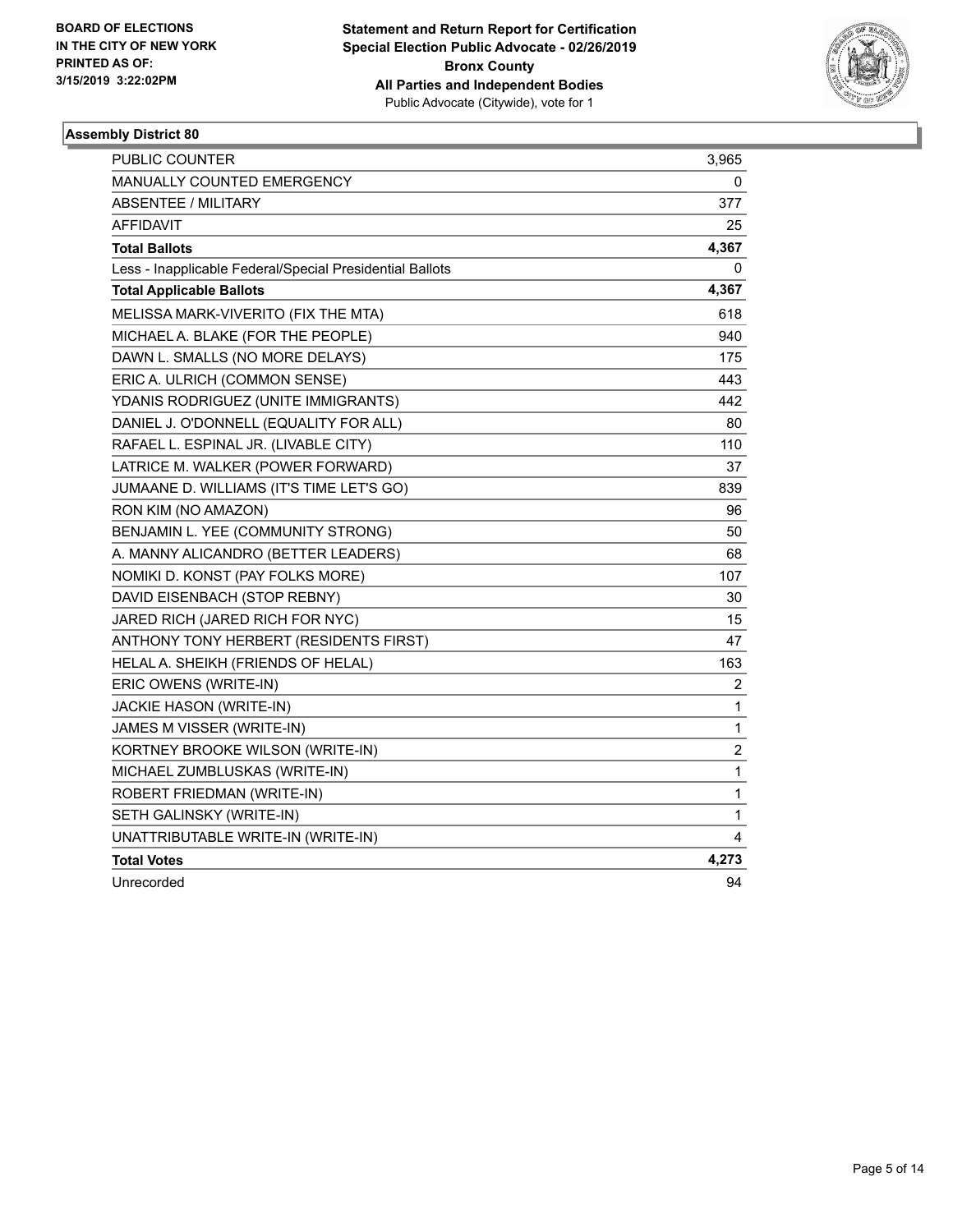**BOARD OF ELECTIONS**
**IN THE CITY OF NEW YORK**
**PRINTED AS OF:**
**3/15/2019 3:22:02PM**

**Statement and Return Report for Certification**
**Special Election Public Advocate - 02/26/2019**
**Bronx County**
**All Parties and Independent Bodies**
Public Advocate (Citywide), vote for 1

### Assembly District 80

| | |
|---|---|
| PUBLIC COUNTER | 3,965 |
| MANUALLY COUNTED EMERGENCY | 0 |
| ABSENTEE / MILITARY | 377 |
| AFFIDAVIT | 25 |
| **Total Ballots** | **4,367** |
| Less - Inapplicable Federal/Special Presidential Ballots | 0 |
| **Total Applicable Ballots** | **4,367** |
| MELISSA MARK-VIVERITO (FIX THE MTA) | 618 |
| MICHAEL A. BLAKE (FOR THE PEOPLE) | 940 |
| DAWN L. SMALLS (NO MORE DELAYS) | 175 |
| ERIC A. ULRICH (COMMON SENSE) | 443 |
| YDANIS RODRIGUEZ (UNITE IMMIGRANTS) | 442 |
| DANIEL J. O'DONNELL (EQUALITY FOR ALL) | 80 |
| RAFAEL L. ESPINAL JR. (LIVABLE CITY) | 110 |
| LATRICE M. WALKER (POWER FORWARD) | 37 |
| JUMAANE D. WILLIAMS (IT'S TIME LET'S GO) | 839 |
| RON KIM (NO AMAZON) | 96 |
| BENJAMIN L. YEE (COMMUNITY STRONG) | 50 |
| A. MANNY ALICANDRO (BETTER LEADERS) | 68 |
| NOMIKI D. KONST (PAY FOLKS MORE) | 107 |
| DAVID EISENBACH (STOP REBNY) | 30 |
| JARED RICH (JARED RICH FOR NYC) | 15 |
| ANTHONY TONY HERBERT (RESIDENTS FIRST) | 47 |
| HELAL A. SHEIKH (FRIENDS OF HELAL) | 163 |
| ERIC OWENS (WRITE-IN) | 2 |
| JACKIE HASON (WRITE-IN) | 1 |
| JAMES M VISSER (WRITE-IN) | 1 |
| KORTNEY BROOKE WILSON (WRITE-IN) | 2 |
| MICHAEL ZUMBLUSKAS (WRITE-IN) | 1 |
| ROBERT FRIEDMAN (WRITE-IN) | 1 |
| SETH GALINSKY (WRITE-IN) | 1 |
| UNATTRIBUTABLE WRITE-IN (WRITE-IN) | 4 |
| **Total Votes** | **4,273** |
| Unrecorded | 94 |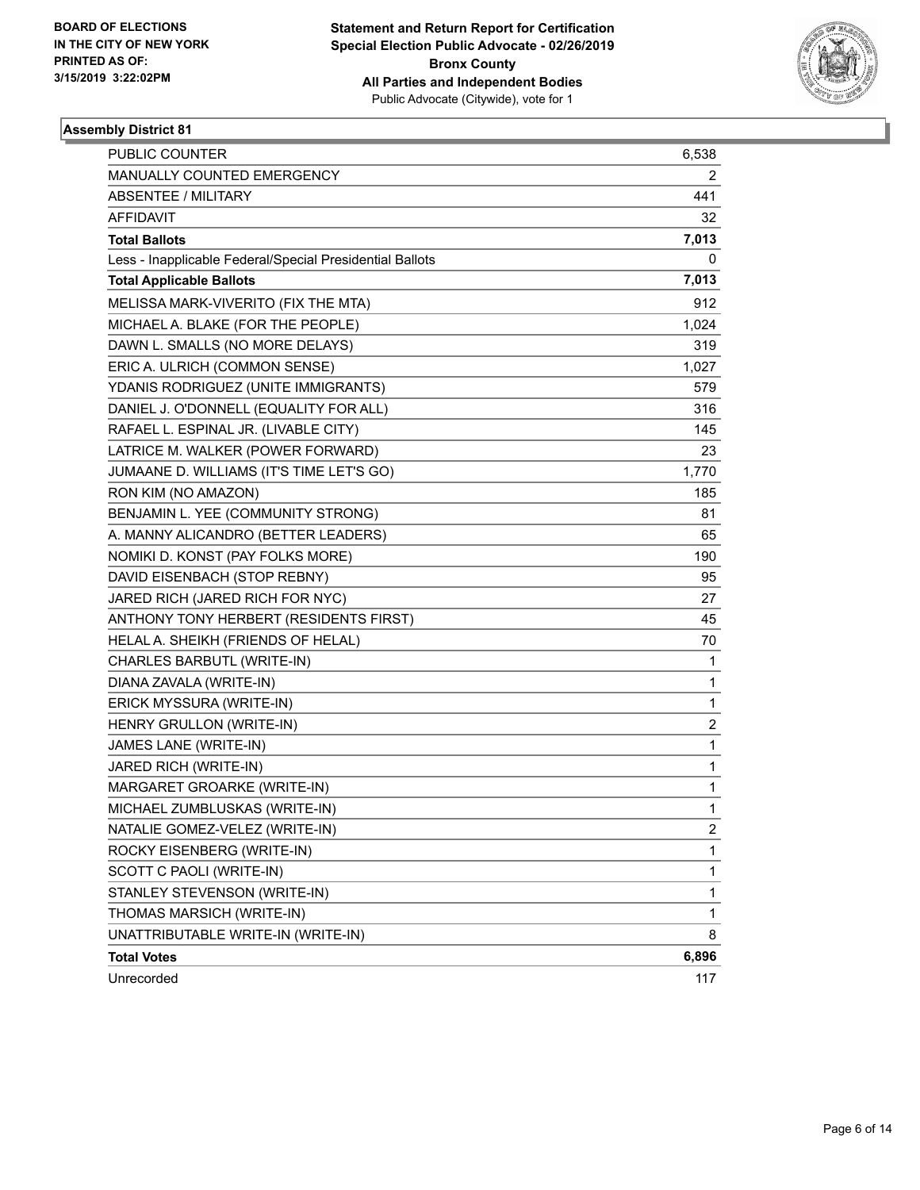**BOARD OF ELECTIONS IN THE CITY OF NEW YORK PRINTED AS OF: 3/15/2019 3:22:02PM**

**Statement and Return Report for Certification Special Election Public Advocate - 02/26/2019 Bronx County All Parties and Independent Bodies**
Public Advocate (Citywide), vote for 1

### Assembly District 81

| | |
|---|---|
| PUBLIC COUNTER | 6,538 |
| MANUALLY COUNTED EMERGENCY | 2 |
| ABSENTEE / MILITARY | 441 |
| AFFIDAVIT | 32 |
| **Total Ballots** | **7,013** |
| Less - Inapplicable Federal/Special Presidential Ballots | 0 |
| **Total Applicable Ballots** | **7,013** |
| MELISSA MARK-VIVERITO (FIX THE MTA) | 912 |
| MICHAEL A. BLAKE (FOR THE PEOPLE) | 1,024 |
| DAWN L. SMALLS (NO MORE DELAYS) | 319 |
| ERIC A. ULRICH (COMMON SENSE) | 1,027 |
| YDANIS RODRIGUEZ (UNITE IMMIGRANTS) | 579 |
| DANIEL J. O'DONNELL (EQUALITY FOR ALL) | 316 |
| RAFAEL L. ESPINAL JR. (LIVABLE CITY) | 145 |
| LATRICE M. WALKER (POWER FORWARD) | 23 |
| JUMAANE D. WILLIAMS (IT'S TIME LET'S GO) | 1,770 |
| RON KIM (NO AMAZON) | 185 |
| BENJAMIN L. YEE (COMMUNITY STRONG) | 81 |
| A. MANNY ALICANDRO (BETTER LEADERS) | 65 |
| NOMIKI D. KONST (PAY FOLKS MORE) | 190 |
| DAVID EISENBACH (STOP REBNY) | 95 |
| JARED RICH (JARED RICH FOR NYC) | 27 |
| ANTHONY TONY HERBERT (RESIDENTS FIRST) | 45 |
| HELAL A. SHEIKH (FRIENDS OF HELAL) | 70 |
| CHARLES BARBUTL (WRITE-IN) | 1 |
| DIANA ZAVALA (WRITE-IN) | 1 |
| ERICK MYSSURA (WRITE-IN) | 1 |
| HENRY GRULLON (WRITE-IN) | 2 |
| JAMES LANE (WRITE-IN) | 1 |
| JARED RICH (WRITE-IN) | 1 |
| MARGARET GROARKE (WRITE-IN) | 1 |
| MICHAEL ZUMBLUSKAS (WRITE-IN) | 1 |
| NATALIE GOMEZ-VELEZ (WRITE-IN) | 2 |
| ROCKY EISENBERG (WRITE-IN) | 1 |
| SCOTT C PAOLI (WRITE-IN) | 1 |
| STANLEY STEVENSON (WRITE-IN) | 1 |
| THOMAS MARSICH (WRITE-IN) | 1 |
| UNATTRIBUTABLE WRITE-IN (WRITE-IN) | 8 |
| **Total Votes** | **6,896** |
| Unrecorded | 117 |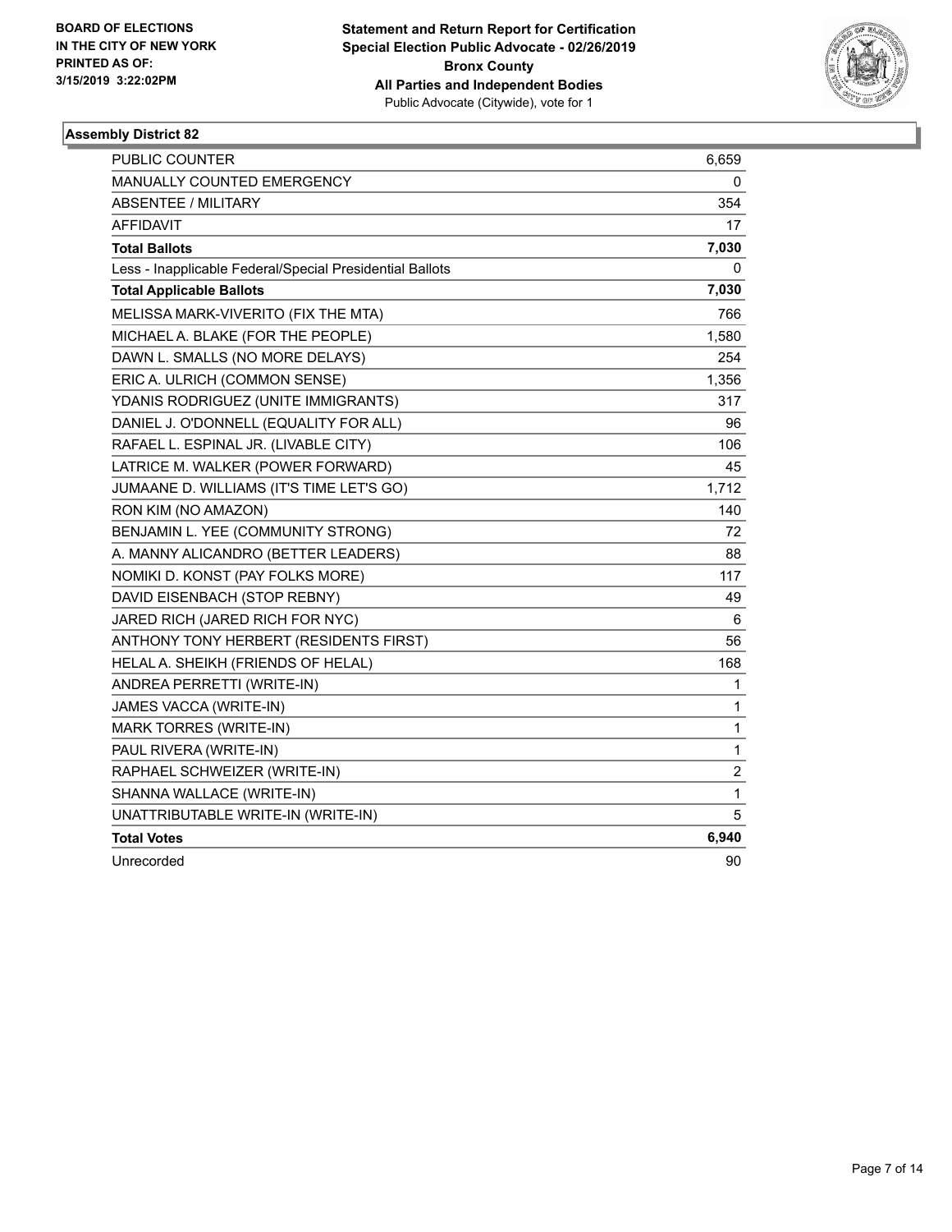**BOARD OF ELECTIONS IN THE CITY OF NEW YORK PRINTED AS OF: 3/15/2019 3:22:02PM**

**Statement and Return Report for Certification Special Election Public Advocate - 02/26/2019 Bronx County All Parties and Independent Bodies**
Public Advocate (Citywide), vote for 1

### Assembly District 82

| | |
|---|---|
| PUBLIC COUNTER | 6,659 |
| MANUALLY COUNTED EMERGENCY | 0 |
| ABSENTEE / MILITARY | 354 |
| AFFIDAVIT | 17 |
| **Total Ballots** | **7,030** |
| Less - Inapplicable Federal/Special Presidential Ballots | 0 |
| **Total Applicable Ballots** | **7,030** |
| MELISSA MARK-VIVERITO (FIX THE MTA) | 766 |
| MICHAEL A. BLAKE (FOR THE PEOPLE) | 1,580 |
| DAWN L. SMALLS (NO MORE DELAYS) | 254 |
| ERIC A. ULRICH (COMMON SENSE) | 1,356 |
| YDANIS RODRIGUEZ (UNITE IMMIGRANTS) | 317 |
| DANIEL J. O'DONNELL (EQUALITY FOR ALL) | 96 |
| RAFAEL L. ESPINAL JR. (LIVABLE CITY) | 106 |
| LATRICE M. WALKER (POWER FORWARD) | 45 |
| JUMAANE D. WILLIAMS (IT'S TIME LET'S GO) | 1,712 |
| RON KIM (NO AMAZON) | 140 |
| BENJAMIN L. YEE (COMMUNITY STRONG) | 72 |
| A. MANNY ALICANDRO (BETTER LEADERS) | 88 |
| NOMIKI D. KONST (PAY FOLKS MORE) | 117 |
| DAVID EISENBACH (STOP REBNY) | 49 |
| JARED RICH (JARED RICH FOR NYC) | 6 |
| ANTHONY TONY HERBERT (RESIDENTS FIRST) | 56 |
| HELAL A. SHEIKH (FRIENDS OF HELAL) | 168 |
| ANDREA PERRETTI (WRITE-IN) | 1 |
| JAMES VACCA (WRITE-IN) | 1 |
| MARK TORRES (WRITE-IN) | 1 |
| PAUL RIVERA (WRITE-IN) | 1 |
| RAPHAEL SCHWEIZER (WRITE-IN) | 2 |
| SHANNA WALLACE (WRITE-IN) | 1 |
| UNATTRIBUTABLE WRITE-IN (WRITE-IN) | 5 |
| **Total Votes** | **6,940** |
| Unrecorded | 90 |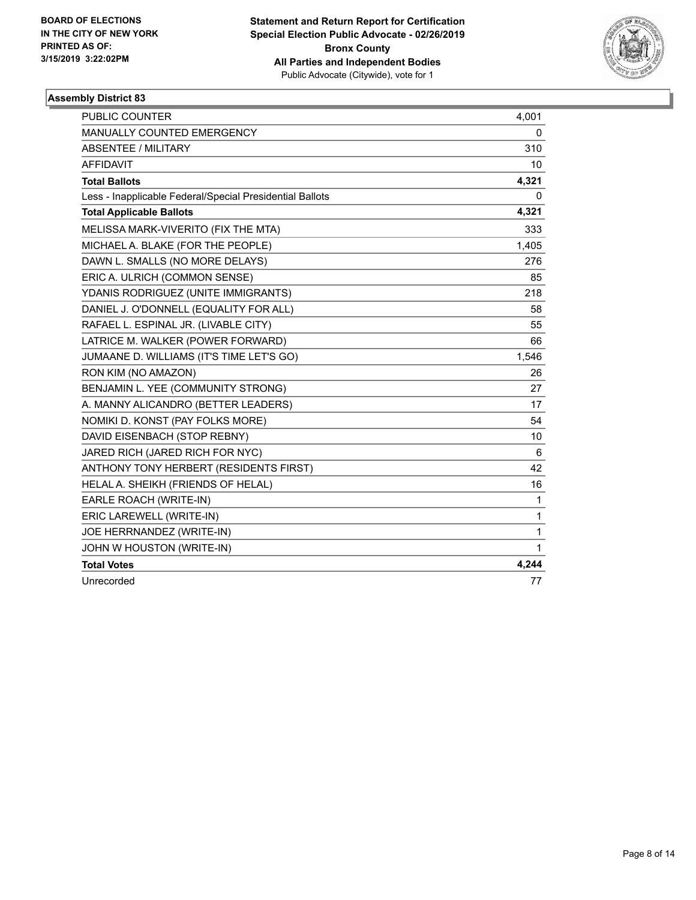**BOARD OF ELECTIONS IN THE CITY OF NEW YORK PRINTED AS OF: 3/15/2019 3:22:02PM**

**Statement and Return Report for Certification Special Election Public Advocate - 02/26/2019 Bronx County All Parties and Independent Bodies**
Public Advocate (Citywide), vote for 1

### Assembly District 83

| | |
|---|---|
| PUBLIC COUNTER | 4,001 |
| MANUALLY COUNTED EMERGENCY | 0 |
| ABSENTEE / MILITARY | 310 |
| AFFIDAVIT | 10 |
| **Total Ballots** | **4,321** |
| Less - Inapplicable Federal/Special Presidential Ballots | 0 |
| **Total Applicable Ballots** | **4,321** |
| MELISSA MARK-VIVERITO (FIX THE MTA) | 333 |
| MICHAEL A. BLAKE (FOR THE PEOPLE) | 1,405 |
| DAWN L. SMALLS (NO MORE DELAYS) | 276 |
| ERIC A. ULRICH (COMMON SENSE) | 85 |
| YDANIS RODRIGUEZ (UNITE IMMIGRANTS) | 218 |
| DANIEL J. O'DONNELL (EQUALITY FOR ALL) | 58 |
| RAFAEL L. ESPINAL JR. (LIVABLE CITY) | 55 |
| LATRICE M. WALKER (POWER FORWARD) | 66 |
| JUMAANE D. WILLIAMS (IT'S TIME LET'S GO) | 1,546 |
| RON KIM (NO AMAZON) | 26 |
| BENJAMIN L. YEE (COMMUNITY STRONG) | 27 |
| A. MANNY ALICANDRO (BETTER LEADERS) | 17 |
| NOMIKI D. KONST (PAY FOLKS MORE) | 54 |
| DAVID EISENBACH (STOP REBNY) | 10 |
| JARED RICH (JARED RICH FOR NYC) | 6 |
| ANTHONY TONY HERBERT (RESIDENTS FIRST) | 42 |
| HELAL A. SHEIKH (FRIENDS OF HELAL) | 16 |
| EARLE ROACH (WRITE-IN) | 1 |
| ERIC LAREWELL (WRITE-IN) | 1 |
| JOE HERRNANDEZ (WRITE-IN) | 1 |
| JOHN W HOUSTON (WRITE-IN) | 1 |
| **Total Votes** | **4,244** |
| Unrecorded | 77 |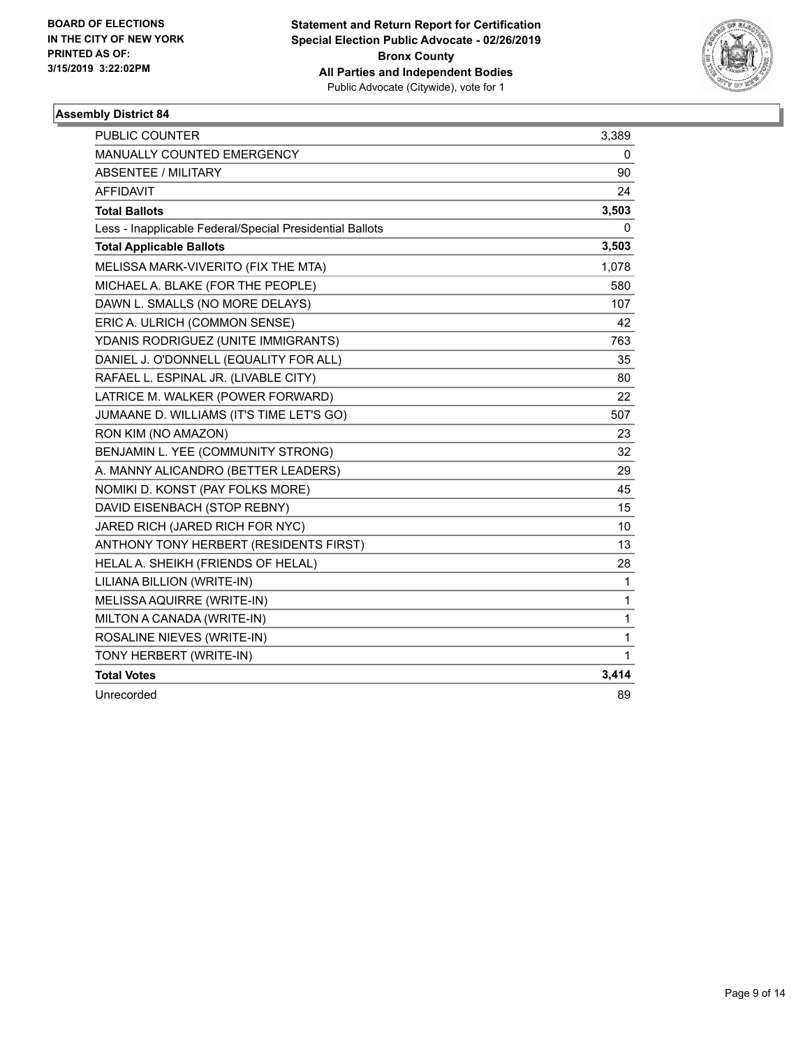**BOARD OF ELECTIONS**
**IN THE CITY OF NEW YORK**
**PRINTED AS OF:**
**3/15/2019 3:22:02PM**

**Statement and Return Report for Certification**
**Special Election Public Advocate - 02/26/2019**
**Bronx County**
**All Parties and Independent Bodies**
Public Advocate (Citywide), vote for 1

### Assembly District 84

| | |
|---|---|
| PUBLIC COUNTER | 3,389 |
| MANUALLY COUNTED EMERGENCY | 0 |
| ABSENTEE / MILITARY | 90 |
| AFFIDAVIT | 24 |
| **Total Ballots** | **3,503** |
| Less - Inapplicable Federal/Special Presidential Ballots | 0 |
| **Total Applicable Ballots** | **3,503** |
| MELISSA MARK-VIVERITO (FIX THE MTA) | 1,078 |
| MICHAEL A. BLAKE (FOR THE PEOPLE) | 580 |
| DAWN L. SMALLS (NO MORE DELAYS) | 107 |
| ERIC A. ULRICH (COMMON SENSE) | 42 |
| YDANIS RODRIGUEZ (UNITE IMMIGRANTS) | 763 |
| DANIEL J. O'DONNELL (EQUALITY FOR ALL) | 35 |
| RAFAEL L. ESPINAL JR. (LIVABLE CITY) | 80 |
| LATRICE M. WALKER (POWER FORWARD) | 22 |
| JUMAANE D. WILLIAMS (IT'S TIME LET'S GO) | 507 |
| RON KIM (NO AMAZON) | 23 |
| BENJAMIN L. YEE (COMMUNITY STRONG) | 32 |
| A. MANNY ALICANDRO (BETTER LEADERS) | 29 |
| NOMIKI D. KONST (PAY FOLKS MORE) | 45 |
| DAVID EISENBACH (STOP REBNY) | 15 |
| JARED RICH (JARED RICH FOR NYC) | 10 |
| ANTHONY TONY HERBERT (RESIDENTS FIRST) | 13 |
| HELAL A. SHEIKH (FRIENDS OF HELAL) | 28 |
| LILIANA BILLION (WRITE-IN) | 1 |
| MELISSA AQUIRRE (WRITE-IN) | 1 |
| MILTON A CANADA (WRITE-IN) | 1 |
| ROSALINE NIEVES (WRITE-IN) | 1 |
| TONY HERBERT (WRITE-IN) | 1 |
| **Total Votes** | **3,414** |
| Unrecorded | 89 |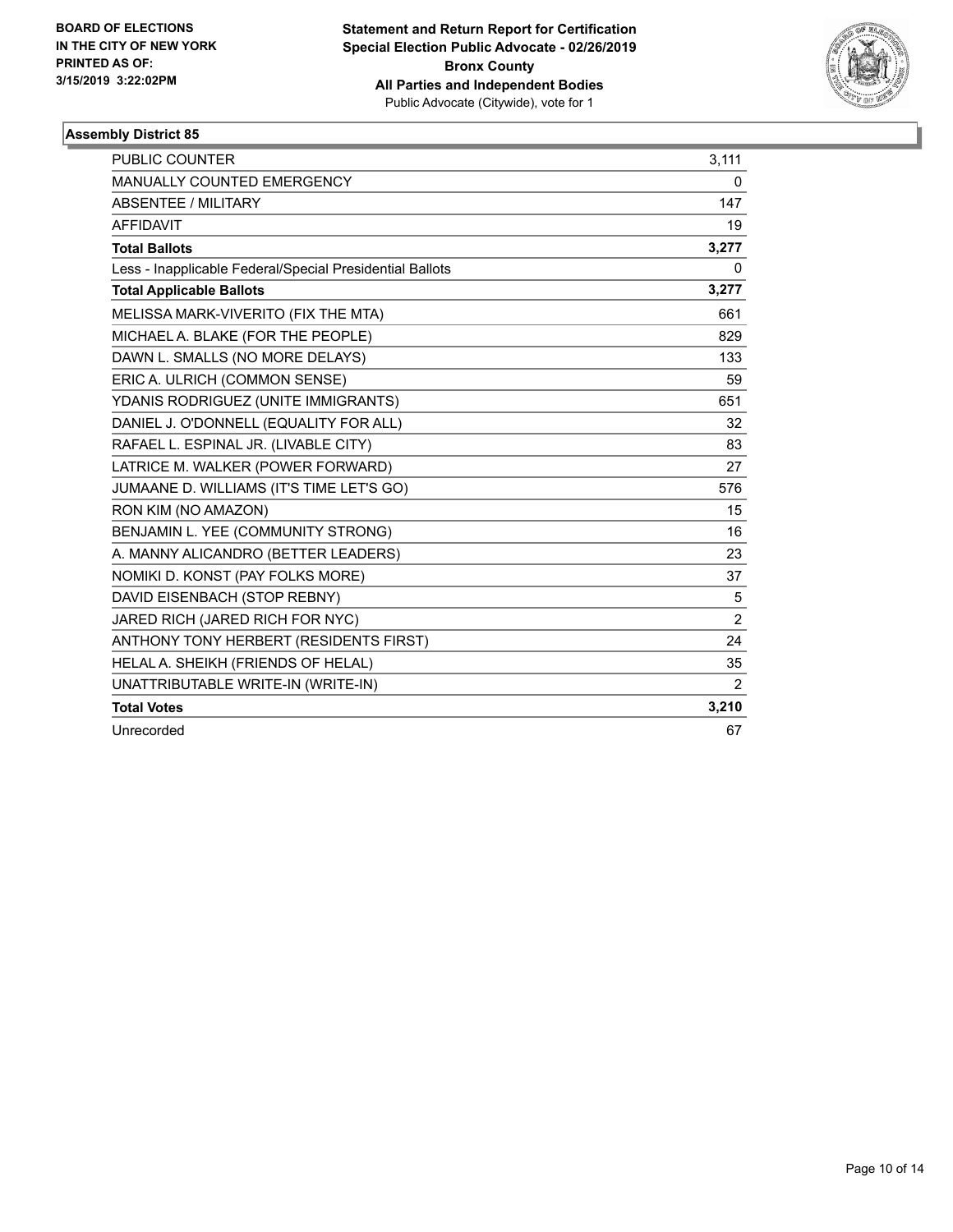**BOARD OF ELECTIONS IN THE CITY OF NEW YORK PRINTED AS OF: 3/15/2019 3:22:02PM**

**Statement and Return Report for Certification Special Election Public Advocate - 02/26/2019 Bronx County All Parties and Independent Bodies**
Public Advocate (Citywide), vote for 1

### Assembly District 85

| | |
|---|---|
| PUBLIC COUNTER | 3,111 |
| MANUALLY COUNTED EMERGENCY | 0 |
| ABSENTEE / MILITARY | 147 |
| AFFIDAVIT | 19 |
| **Total Ballots** | **3,277** |
| Less - Inapplicable Federal/Special Presidential Ballots | 0 |
| **Total Applicable Ballots** | **3,277** |
| MELISSA MARK-VIVERITO (FIX THE MTA) | 661 |
| MICHAEL A. BLAKE (FOR THE PEOPLE) | 829 |
| DAWN L. SMALLS (NO MORE DELAYS) | 133 |
| ERIC A. ULRICH (COMMON SENSE) | 59 |
| YDANIS RODRIGUEZ (UNITE IMMIGRANTS) | 651 |
| DANIEL J. O'DONNELL (EQUALITY FOR ALL) | 32 |
| RAFAEL L. ESPINAL JR. (LIVABLE CITY) | 83 |
| LATRICE M. WALKER (POWER FORWARD) | 27 |
| JUMAANE D. WILLIAMS (IT'S TIME LET'S GO) | 576 |
| RON KIM (NO AMAZON) | 15 |
| BENJAMIN L. YEE (COMMUNITY STRONG) | 16 |
| A. MANNY ALICANDRO (BETTER LEADERS) | 23 |
| NOMIKI D. KONST (PAY FOLKS MORE) | 37 |
| DAVID EISENBACH (STOP REBNY) | 5 |
| JARED RICH (JARED RICH FOR NYC) | 2 |
| ANTHONY TONY HERBERT (RESIDENTS FIRST) | 24 |
| HELAL A. SHEIKH (FRIENDS OF HELAL) | 35 |
| UNATTRIBUTABLE WRITE-IN (WRITE-IN) | 2 |
| **Total Votes** | **3,210** |
| Unrecorded | 67 |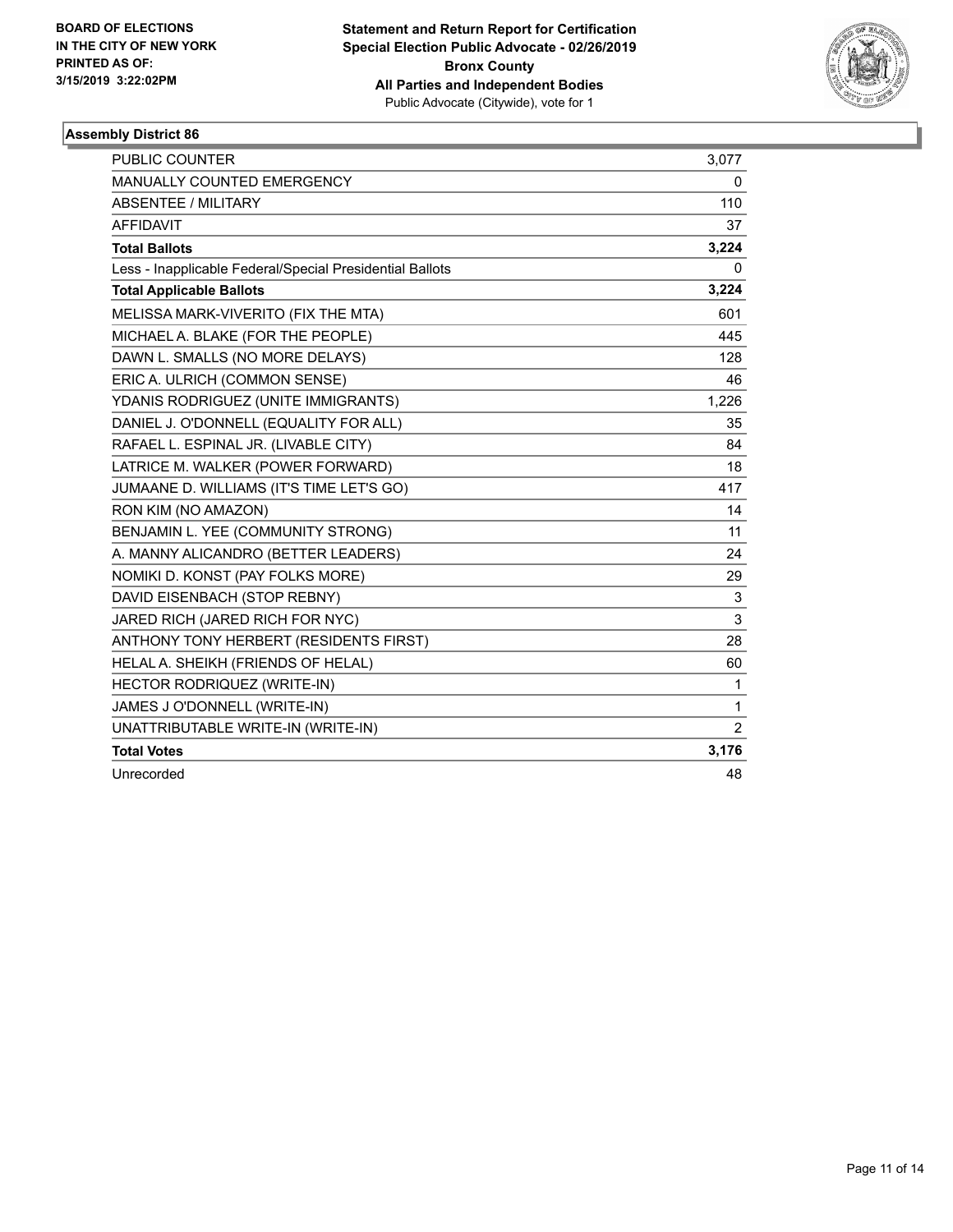BOARD OF ELECTIONS
IN THE CITY OF NEW YORK
PRINTED AS OF:
3/15/2019 3:22:02PM

**Statement and Return Report for Certification**
**Special Election Public Advocate - 02/26/2019**
**Bronx County**
**All Parties and Independent Bodies**
Public Advocate (Citywide), vote for 1

### Assembly District 86

| | |
|---|---|
| PUBLIC COUNTER | 3,077 |
| MANUALLY COUNTED EMERGENCY | 0 |
| ABSENTEE / MILITARY | 110 |
| AFFIDAVIT | 37 |
| **Total Ballots** | **3,224** |
| Less - Inapplicable Federal/Special Presidential Ballots | 0 |
| **Total Applicable Ballots** | **3,224** |
| MELISSA MARK-VIVERITO (FIX THE MTA) | 601 |
| MICHAEL A. BLAKE (FOR THE PEOPLE) | 445 |
| DAWN L. SMALLS (NO MORE DELAYS) | 128 |
| ERIC A. ULRICH (COMMON SENSE) | 46 |
| YDANIS RODRIGUEZ (UNITE IMMIGRANTS) | 1,226 |
| DANIEL J. O'DONNELL (EQUALITY FOR ALL) | 35 |
| RAFAEL L. ESPINAL JR. (LIVABLE CITY) | 84 |
| LATRICE M. WALKER (POWER FORWARD) | 18 |
| JUMAANE D. WILLIAMS (IT'S TIME LET'S GO) | 417 |
| RON KIM (NO AMAZON) | 14 |
| BENJAMIN L. YEE (COMMUNITY STRONG) | 11 |
| A. MANNY ALICANDRO (BETTER LEADERS) | 24 |
| NOMIKI D. KONST (PAY FOLKS MORE) | 29 |
| DAVID EISENBACH (STOP REBNY) | 3 |
| JARED RICH (JARED RICH FOR NYC) | 3 |
| ANTHONY TONY HERBERT (RESIDENTS FIRST) | 28 |
| HELAL A. SHEIKH (FRIENDS OF HELAL) | 60 |
| HECTOR RODRIQUEZ (WRITE-IN) | 1 |
| JAMES J O'DONNELL (WRITE-IN) | 1 |
| UNATTRIBUTABLE WRITE-IN (WRITE-IN) | 2 |
| **Total Votes** | **3,176** |
| Unrecorded | 48 |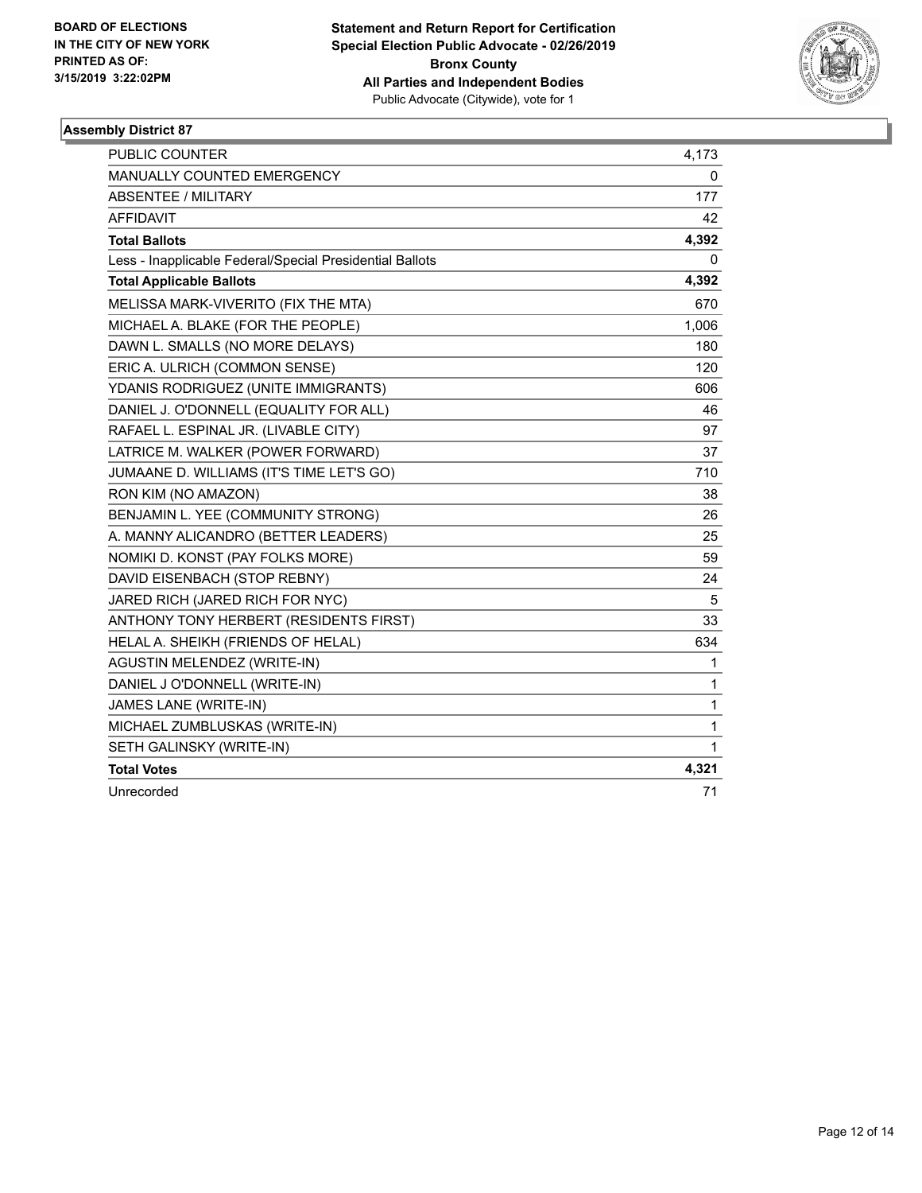**BOARD OF ELECTIONS IN THE CITY OF NEW YORK PRINTED AS OF: 3/15/2019 3:22:02PM**

**Statement and Return Report for Certification Special Election Public Advocate - 02/26/2019 Bronx County All Parties and Independent Bodies**
Public Advocate (Citywide), vote for 1

### Assembly District 87

| | |
|---|---|
| PUBLIC COUNTER | 4,173 |
| MANUALLY COUNTED EMERGENCY | 0 |
| ABSENTEE / MILITARY | 177 |
| AFFIDAVIT | 42 |
| **Total Ballots** | **4,392** |
| Less - Inapplicable Federal/Special Presidential Ballots | 0 |
| **Total Applicable Ballots** | **4,392** |
| MELISSA MARK-VIVERITO (FIX THE MTA) | 670 |
| MICHAEL A. BLAKE (FOR THE PEOPLE) | 1,006 |
| DAWN L. SMALLS (NO MORE DELAYS) | 180 |
| ERIC A. ULRICH (COMMON SENSE) | 120 |
| YDANIS RODRIGUEZ (UNITE IMMIGRANTS) | 606 |
| DANIEL J. O'DONNELL (EQUALITY FOR ALL) | 46 |
| RAFAEL L. ESPINAL JR. (LIVABLE CITY) | 97 |
| LATRICE M. WALKER (POWER FORWARD) | 37 |
| JUMAANE D. WILLIAMS (IT'S TIME LET'S GO) | 710 |
| RON KIM (NO AMAZON) | 38 |
| BENJAMIN L. YEE (COMMUNITY STRONG) | 26 |
| A. MANNY ALICANDRO (BETTER LEADERS) | 25 |
| NOMIKI D. KONST (PAY FOLKS MORE) | 59 |
| DAVID EISENBACH (STOP REBNY) | 24 |
| JARED RICH (JARED RICH FOR NYC) | 5 |
| ANTHONY TONY HERBERT (RESIDENTS FIRST) | 33 |
| HELAL A. SHEIKH (FRIENDS OF HELAL) | 634 |
| AGUSTIN MELENDEZ (WRITE-IN) | 1 |
| DANIEL J O'DONNELL (WRITE-IN) | 1 |
| JAMES LANE (WRITE-IN) | 1 |
| MICHAEL ZUMBLUSKAS (WRITE-IN) | 1 |
| SETH GALINSKY (WRITE-IN) | 1 |
| **Total Votes** | **4,321** |
| Unrecorded | 71 |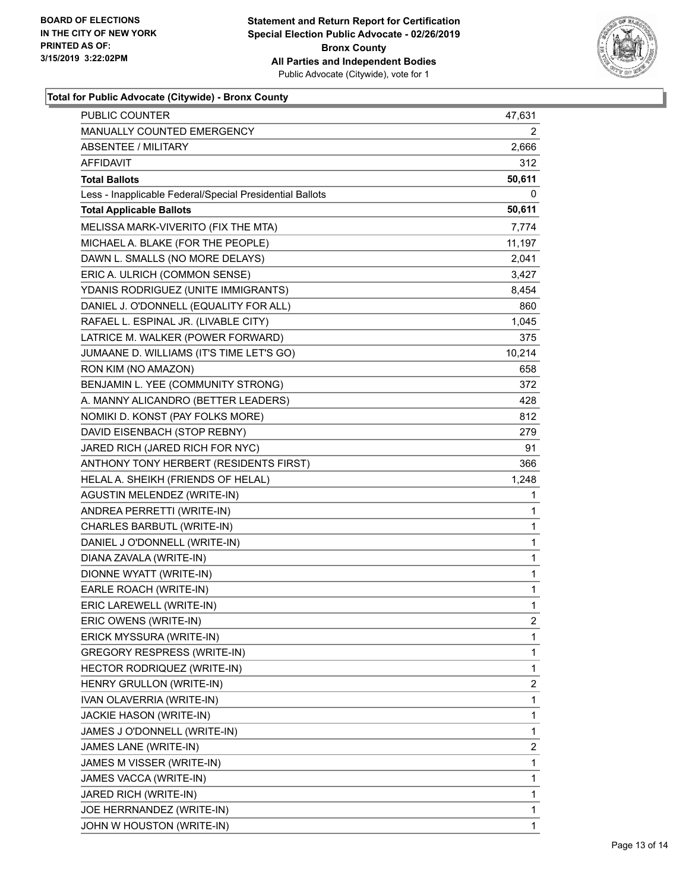**BOARD OF ELECTIONS IN THE CITY OF NEW YORK PRINTED AS OF: 3/15/2019 3:22:02PM**

**Statement and Return Report for Certification Special Election Public Advocate - 02/26/2019 Bronx County All Parties and Independent Bodies**
Public Advocate (Citywide), vote for 1

### Total for Public Advocate (Citywide) - Bronx County

| | |
|---|---|
| PUBLIC COUNTER | 47,631 |
| MANUALLY COUNTED EMERGENCY | 2 |
| ABSENTEE / MILITARY | 2,666 |
| AFFIDAVIT | 312 |
| **Total Ballots** | **50,611** |
| Less - Inapplicable Federal/Special Presidential Ballots | 0 |
| **Total Applicable Ballots** | **50,611** |
| MELISSA MARK-VIVERITO (FIX THE MTA) | 7,774 |
| MICHAEL A. BLAKE (FOR THE PEOPLE) | 11,197 |
| DAWN L. SMALLS (NO MORE DELAYS) | 2,041 |
| ERIC A. ULRICH (COMMON SENSE) | 3,427 |
| YDANIS RODRIGUEZ (UNITE IMMIGRANTS) | 8,454 |
| DANIEL J. O'DONNELL (EQUALITY FOR ALL) | 860 |
| RAFAEL L. ESPINAL JR. (LIVABLE CITY) | 1,045 |
| LATRICE M. WALKER (POWER FORWARD) | 375 |
| JUMAANE D. WILLIAMS (IT'S TIME LET'S GO) | 10,214 |
| RON KIM (NO AMAZON) | 658 |
| BENJAMIN L. YEE (COMMUNITY STRONG) | 372 |
| A. MANNY ALICANDRO (BETTER LEADERS) | 428 |
| NOMIKI D. KONST (PAY FOLKS MORE) | 812 |
| DAVID EISENBACH (STOP REBNY) | 279 |
| JARED RICH (JARED RICH FOR NYC) | 91 |
| ANTHONY TONY HERBERT (RESIDENTS FIRST) | 366 |
| HELAL A. SHEIKH (FRIENDS OF HELAL) | 1,248 |
| AGUSTIN MELENDEZ (WRITE-IN) | 1 |
| ANDREA PERRETTI (WRITE-IN) | 1 |
| CHARLES BARBUTL (WRITE-IN) | 1 |
| DANIEL J O'DONNELL (WRITE-IN) | 1 |
| DIANA ZAVALA (WRITE-IN) | 1 |
| DIONNE WYATT (WRITE-IN) | 1 |
| EARLE ROACH (WRITE-IN) | 1 |
| ERIC LAREWELL (WRITE-IN) | 1 |
| ERIC OWENS (WRITE-IN) | 2 |
| ERICK MYSSURA (WRITE-IN) | 1 |
| GREGORY RESPRESS (WRITE-IN) | 1 |
| HECTOR RODRIQUEZ (WRITE-IN) | 1 |
| HENRY GRULLON (WRITE-IN) | 2 |
| IVAN OLAVERRIA (WRITE-IN) | 1 |
| JACKIE HASON (WRITE-IN) | 1 |
| JAMES J O'DONNELL (WRITE-IN) | 1 |
| JAMES LANE (WRITE-IN) | 2 |
| JAMES M VISSER (WRITE-IN) | 1 |
| JAMES VACCA (WRITE-IN) | 1 |
| JARED RICH (WRITE-IN) | 1 |
| JOE HERRNANDEZ (WRITE-IN) | 1 |
| JOHN W HOUSTON (WRITE-IN) | 1 |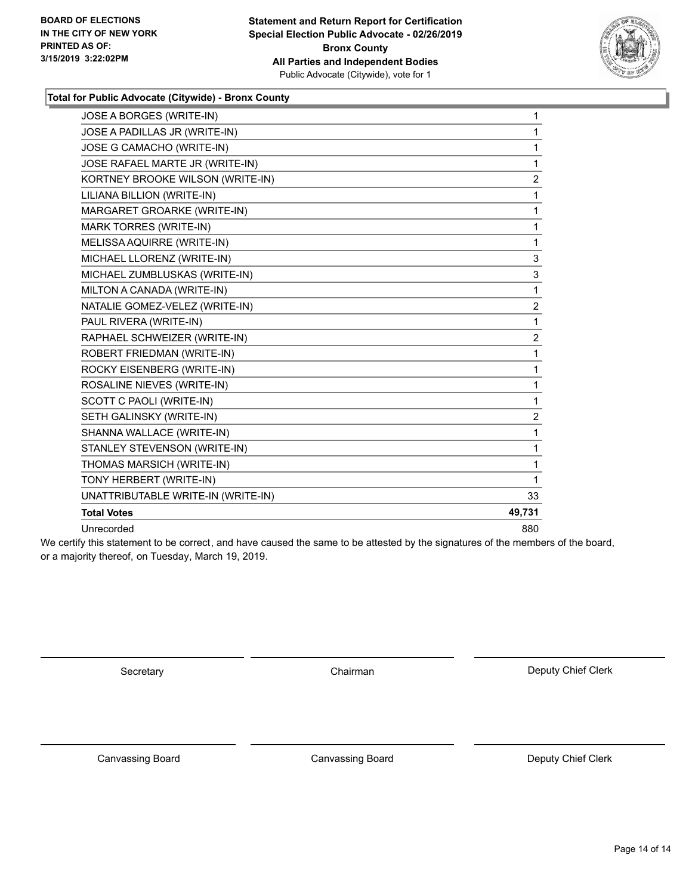**BOARD OF ELECTIONS IN THE CITY OF NEW YORK PRINTED AS OF: 3/15/2019 3:22:02PM**

**Statement and Return Report for Certification Special Election Public Advocate - 02/26/2019 Bronx County All Parties and Independent Bodies**
Public Advocate (Citywide), vote for 1

**Total for Public Advocate (Citywide) - Bronx County**

| | |
|---|---|
| JOSE A BORGES (WRITE-IN) | 1 |
| JOSE A PADILLAS JR (WRITE-IN) | 1 |
| JOSE G CAMACHO (WRITE-IN) | 1 |
| JOSE RAFAEL MARTE JR (WRITE-IN) | 1 |
| KORTNEY BROOKE WILSON (WRITE-IN) | 2 |
| LILIANA BILLION (WRITE-IN) | 1 |
| MARGARET GROARKE (WRITE-IN) | 1 |
| MARK TORRES (WRITE-IN) | 1 |
| MELISSA AQUIRRE (WRITE-IN) | 1 |
| MICHAEL LLORENZ (WRITE-IN) | 3 |
| MICHAEL ZUMBLUSKAS (WRITE-IN) | 3 |
| MILTON A CANADA (WRITE-IN) | 1 |
| NATALIE GOMEZ-VELEZ (WRITE-IN) | 2 |
| PAUL RIVERA (WRITE-IN) | 1 |
| RAPHAEL SCHWEIZER (WRITE-IN) | 2 |
| ROBERT FRIEDMAN (WRITE-IN) | 1 |
| ROCKY EISENBERG (WRITE-IN) | 1 |
| ROSALINE NIEVES (WRITE-IN) | 1 |
| SCOTT C PAOLI (WRITE-IN) | 1 |
| SETH GALINSKY (WRITE-IN) | 2 |
| SHANNA WALLACE (WRITE-IN) | 1 |
| STANLEY STEVENSON (WRITE-IN) | 1 |
| THOMAS MARSICH (WRITE-IN) | 1 |
| TONY HERBERT (WRITE-IN) | 1 |
| UNATTRIBUTABLE WRITE-IN (WRITE-IN) | 33 |
| **Total Votes** | **49,731** |
| Unrecorded | 880 |

We certify this statement to be correct, and have caused the same to be attested by the signatures of the members of the board, or a majority thereof, on Tuesday, March 19, 2019.

Secretary

Chairman

Deputy Chief Clerk

Canvassing Board

Canvassing Board

Deputy Chief Clerk